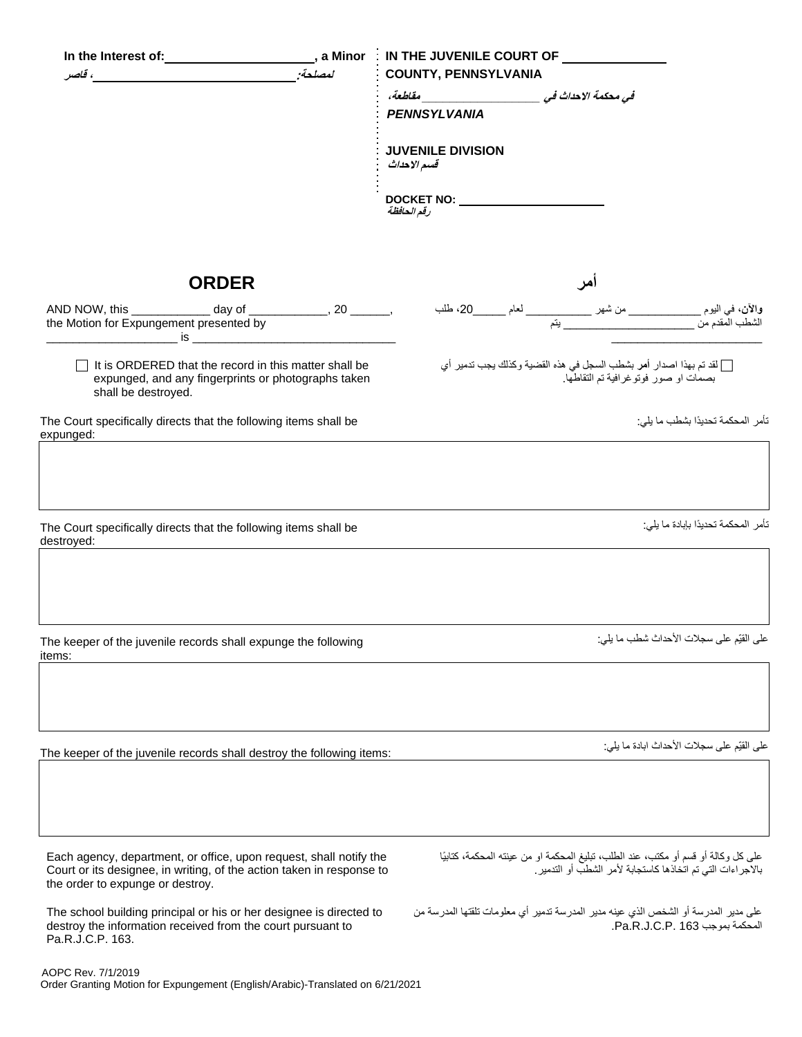In the Interest of: ______________________, a Minor

، قاصر ______________________ لمصلحة:

IN THE JUVENILE COURT OF ______________ COUNTY, PENNSYLVANIA

في محكمة الاحداث في ______________ مقاطعة، PENNSYLVANIA

JUVENILE DIVISION
قسم الاحداث

DOCKET NO: ______________________
رقم الحافظة

## ORDER

## أمر

AND NOW, this ____________ day of ____________, 20 ______, the Motion for Expungement presented by ____________________ is ________________________________

**والآن**، في اليوم ____________ من شهر ____________ لعام ______20، طلب الشطب المقدم من ______________________ يتم ______________________

☐ It is ORDERED that the record in this matter shall be expunged, and any fingerprints or photographs taken shall be destroyed.

☐ لقد تم بهذا اصدار **أمر** بشطب السجل في هذه القضية وكذلك يجب تدمير أي بصمات او صور فوتوغرافية تم التقاطها.

The Court specifically directs that the following items shall be expunged:

تأمر المحكمة تحديدًا بشطب ما يلي:

| |
|---|
| |

The Court specifically directs that the following items shall be destroyed:

تأمر المحكمة تحديدًا بإبادة ما يلي:

| |
|---|
| |

The keeper of the juvenile records shall expunge the following items:

على القيّم على سجلات الأحداث شطب ما يلي:

| |
|---|
| |

The keeper of the juvenile records shall destroy the following items:

على القيّم على سجلات الأحداث ابادة ما يلي:

| |
|---|
| |

Each agency, department, or office, upon request, shall notify the Court or its designee, in writing, of the action taken in response to the order to expunge or destroy.

على كل وكالة أو قسم أو مكتب، عند الطلب، تبليغ المحكمة او من عينته المحكمة، كتابيًا بالاجراءات التي تم اتخاذها كاستجابة لأمر الشطب أو التدمير.

The school building principal or his or her designee is directed to destroy the information received from the court pursuant to Pa.R.J.C.P. 163.

على مدير المدرسة أو الشخص الذي عينه مدير المدرسة تدمير أي معلومات تلقتها المدرسة من المحكمة بموجب Pa.R.J.C.P. 163.

AOPC Rev. 7/1/2019
Order Granting Motion for Expungement (English/Arabic)-Translated on 6/21/2021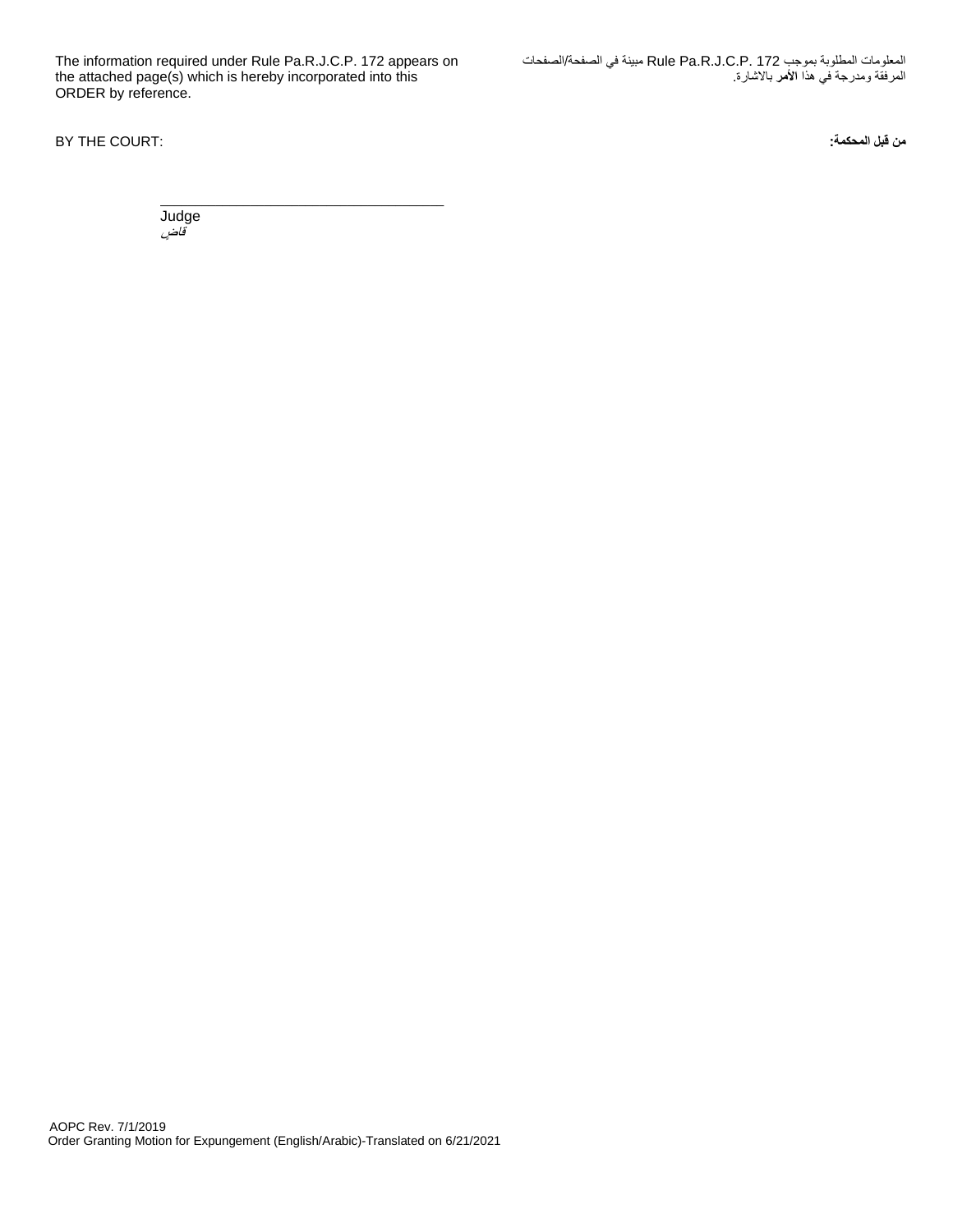The information required under Rule Pa.R.J.C.P. 172 appears on the attached page(s) which is hereby incorporated into this ORDER by reference.

المعلومات المطلوبة بموجب Rule Pa.R.J.C.P. 172 مبينة في الصفحة/الصفحات المرفقة ومدرجة في هذا **الأمر** بالاشارة.

BY THE COURT:

**من قبل المحكمة:**

_____________________________________
Judge
*قاضٍ*

AOPC Rev. 7/1/2019
Order Granting Motion for Expungement (English/Arabic)-Translated on 6/21/2021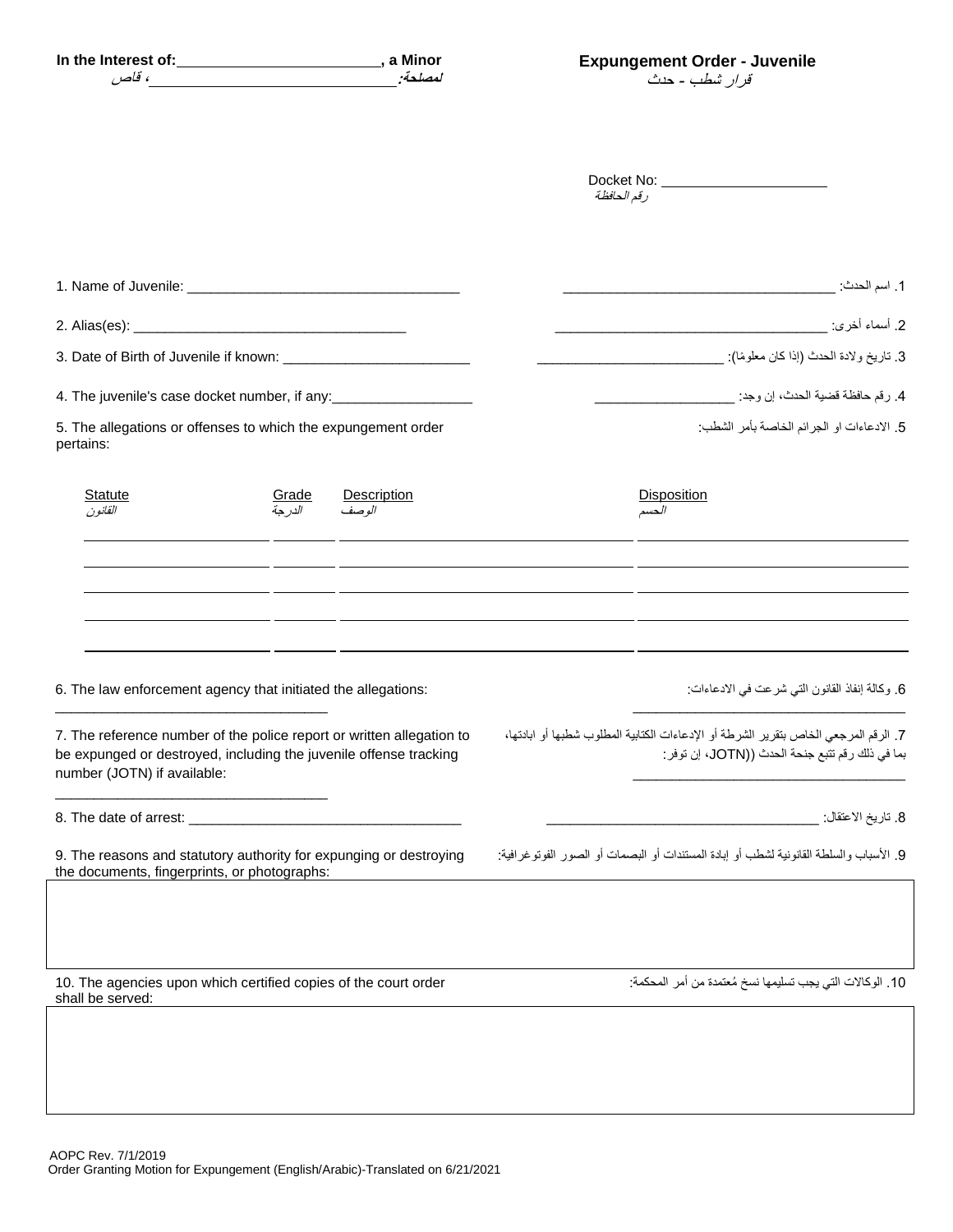**In the Interest of:________________________, a Minor**
*لمصلحة:*____________________________، قاصر

## Expungement Order - Juvenile
*قرار شطب - حدث*

Docket No: ____________________
*رقم الحافظة*

1. Name of Juvenile: ___________________________________ 1. اسم الحدث: ___________________________________

2. Alias(es): ___________________________________ 2. أسماء أخرى: ___________________________________

3. Date of Birth of Juvenile if known: ________________________ 3. تاريخ ولادة الحدث (إذا كان معلومًا): ________________________

4. The juvenile's case docket number, if any:__________________ 4. رقم حافظة قضية الحدث، إن وجد: __________________

5. The allegations or offenses to which the expungement order pertains: 5. الادعاءات او الجرائم الخاصة بأمر الشطب:

| Statute *القانون* | Grade *الدرجة* | Description *الوصف* | Disposition *الحسم* |
|---|---|---|---|
| | | | |
| | | | |
| | | | |
| | | | |
| | | | |

6. The law enforcement agency that initiated the allegations: 6. وكالة إنفاذ القانون التي شرعت في الادعاءات:
___________________________________ ___________________________________

7. The reference number of the police report or written allegation to be expunged or destroyed, including the juvenile offense tracking number (JOTN) if available: 7. الرقم المرجعي الخاص بتقرير الشرطة أو الإدعاءات الكتابية المطلوب شطبها أو ابادتها، بما في ذلك رقم تتبع جنحة الحدث ((JOTN، إن توفر:
___________________________________ ___________________________________

8. The date of arrest: ___________________________________ 8. تاريخ الاعتقال: ___________________________________

9. The reasons and statutory authority for expunging or destroying the documents, fingerprints, or photographs: 9. الأسباب والسلطة القانونية لشطب أو إبادة المستندات أو البصمات أو الصور الفوتوغرافية:

10. The agencies upon which certified copies of the court order shall be served: 10. الوكالات التي يجب تسليمها نسخ مُعتمدة من أمر المحكمة:

AOPC Rev. 7/1/2019
Order Granting Motion for Expungement (English/Arabic)-Translated on 6/21/2021